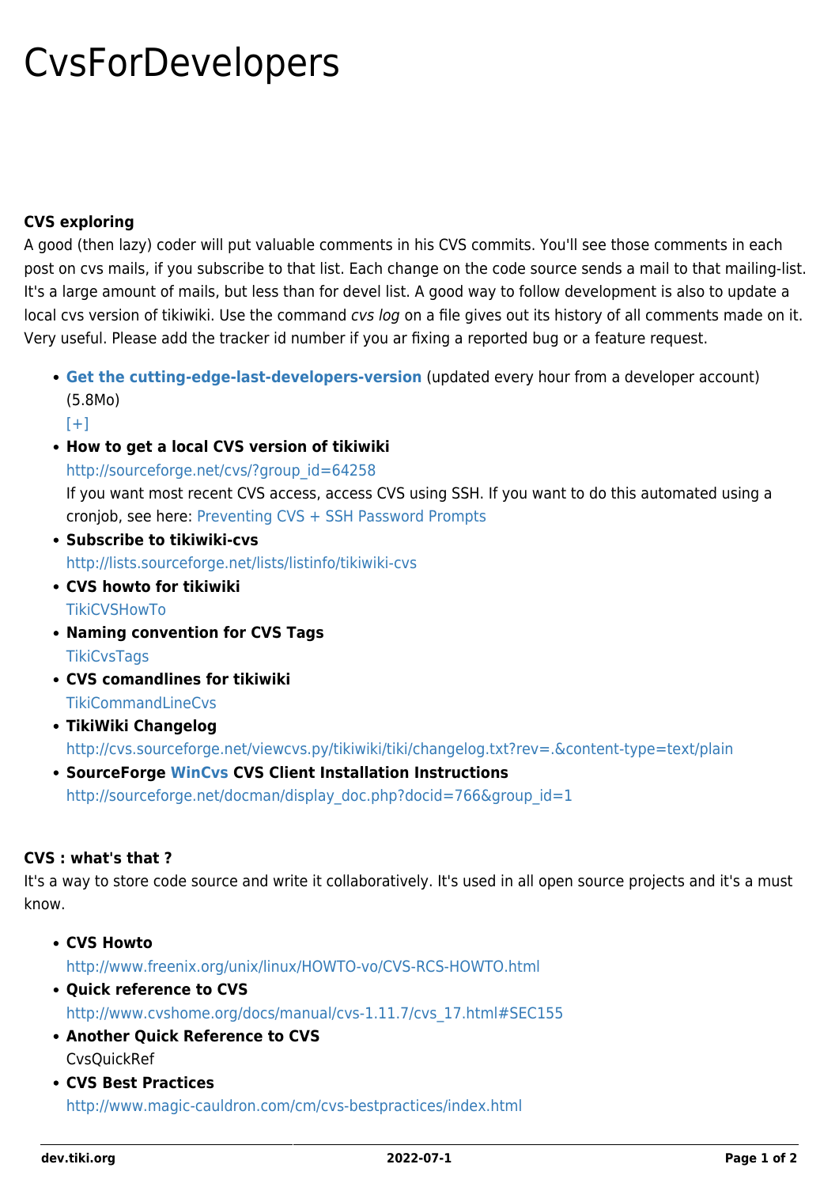# CvsForDevelopers

**CVS exploring**

A good (then lazy) coder will put valuable comments in his CVS commits. You'll see those comments in each post on cvs mails, if you subscribe to that list. Each change on the code source sends a mail to that mailing-list. It's a large amount of mails, but less than for devel list. A good way to follow development is also to update a local cvs version of tikiwiki. Use the command *cvs log* on a file gives out its history of all comments made on it. Very useful. Please add the tracker id number if you ar fixing a reported bug or a feature request.

- **Get the cutting-edge-last-developers-version** (updated every hour from a developer account) (5.8Mo)
  [+]
- **How to get a local CVS version of tikiwiki**
  http://sourceforge.net/cvs/?group_id=64258
  If you want most recent CVS access, access CVS using SSH. If you want to do this automated using a cronjob, see here: Preventing CVS + SSH Password Prompts
- **Subscribe to tikiwiki-cvs**
  http://lists.sourceforge.net/lists/listinfo/tikiwiki-cvs
- **CVS howto for tikiwiki**
  TikiCVSHowTo
- **Naming convention for CVS Tags**
  TikiCvsTags
- **CVS comandlines for tikiwiki**
  TikiCommandLineCvs
- **TikiWiki Changelog**
  http://cvs.sourceforge.net/viewcvs.py/tikiwiki/tiki/changelog.txt?rev=.&content-type=text/plain
- **SourceForge WinCvs CVS Client Installation Instructions**
  http://sourceforge.net/docman/display_doc.php?docid=766&group_id=1

**CVS : what's that ?**

It's a way to store code source and write it collaboratively. It's used in all open source projects and it's a must know.

- **CVS Howto**
  http://www.freenix.org/unix/linux/HOWTO-vo/CVS-RCS-HOWTO.html
- **Quick reference to CVS**
  http://www.cvshome.org/docs/manual/cvs-1.11.7/cvs_17.html#SEC155
- **Another Quick Reference to CVS**
  CvsQuickRef
- **CVS Best Practices**
  http://www.magic-cauldron.com/cm/cvs-bestpractices/index.html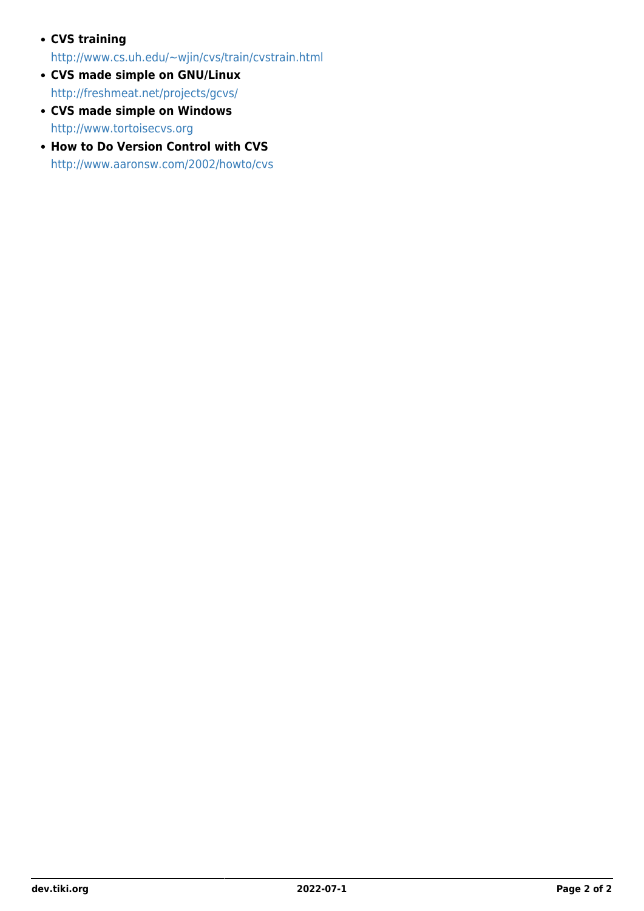- **CVS training**
  http://www.cs.uh.edu/~wjin/cvs/train/cvstrain.html
- **CVS made simple on GNU/Linux**
  http://freshmeat.net/projects/gcvs/
- **CVS made simple on Windows**
  http://www.tortoisecvs.org
- **How to Do Version Control with CVS**
  http://www.aaronsw.com/2002/howto/cvs